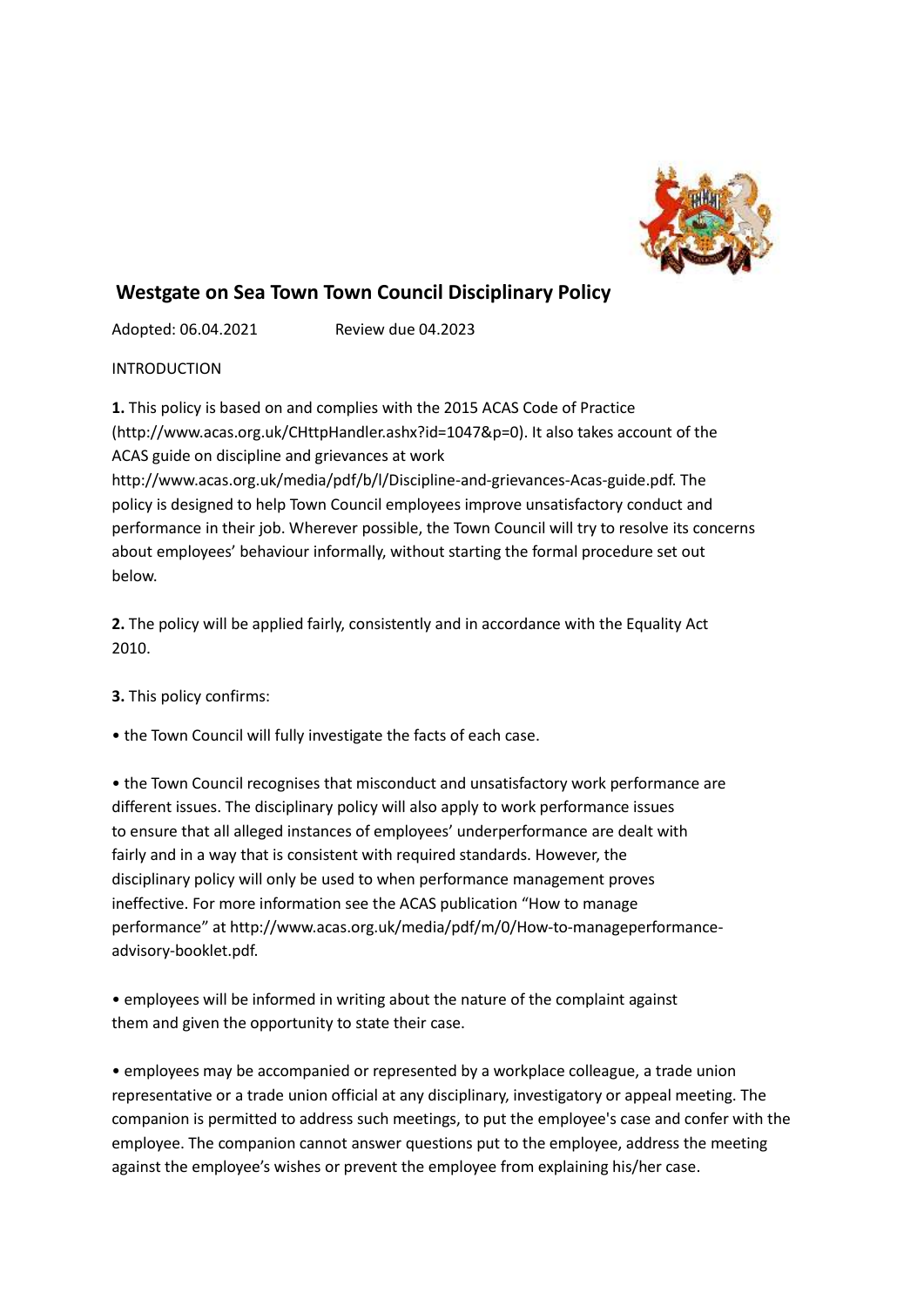# Westgate on Sea Town Town Council Disciplinary Policy

Adopted: 06.04.2021 Review due 04.2023

INTRODUCTION

**1.** This policy is based on and complies with the 2015 ACAS Code of Practice (http://www.acas.org.uk/CHttpHandler.ashx?id=1047&p=0). It also takes account of the ACAS guide on discipline and grievances at work http://www.acas.org.uk/media/pdf/b/l/Discipline-and-grievances-Acas-guide.pdf. The policy is designed to help Town Council employees improve unsatisfactory conduct and performance in their job. Wherever possible, the Town Council will try to resolve its concerns about employees' behaviour informally, without starting the formal procedure set out below.

**2.** The policy will be applied fairly, consistently and in accordance with the Equality Act 2010.

**3.** This policy confirms:

- the Town Council will fully investigate the facts of each case.
- the Town Council recognises that misconduct and unsatisfactory work performance are different issues. The disciplinary policy will also apply to work performance issues to ensure that all alleged instances of employees' underperformance are dealt with fairly and in a way that is consistent with required standards. However, the disciplinary policy will only be used to when performance management proves ineffective. For more information see the ACAS publication "How to manage performance" at http://www.acas.org.uk/media/pdf/m/0/How-to-manageperformance-advisory-booklet.pdf.
- employees will be informed in writing about the nature of the complaint against them and given the opportunity to state their case.
- employees may be accompanied or represented by a workplace colleague, a trade union representative or a trade union official at any disciplinary, investigatory or appeal meeting. The companion is permitted to address such meetings, to put the employee's case and confer with the employee. The companion cannot answer questions put to the employee, address the meeting against the employee's wishes or prevent the employee from explaining his/her case.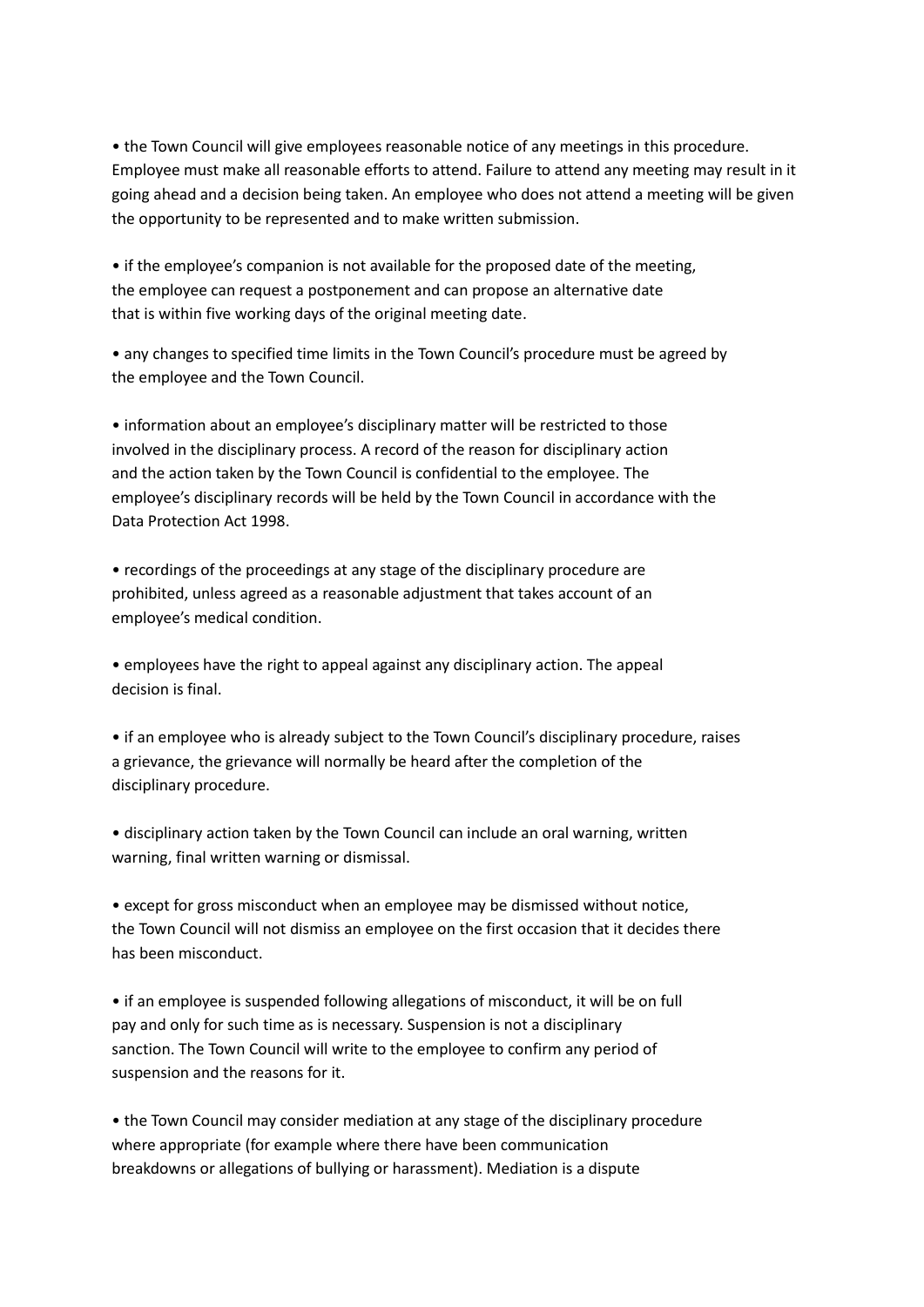- the Town Council will give employees reasonable notice of any meetings in this procedure. Employee must make all reasonable efforts to attend. Failure to attend any meeting may result in it going ahead and a decision being taken. An employee who does not attend a meeting will be given the opportunity to be represented and to make written submission.

- if the employee's companion is not available for the proposed date of the meeting, the employee can request a postponement and can propose an alternative date that is within five working days of the original meeting date.

- any changes to specified time limits in the Town Council's procedure must be agreed by the employee and the Town Council.

- information about an employee's disciplinary matter will be restricted to those involved in the disciplinary process. A record of the reason for disciplinary action and the action taken by the Town Council is confidential to the employee. The employee's disciplinary records will be held by the Town Council in accordance with the Data Protection Act 1998.

- recordings of the proceedings at any stage of the disciplinary procedure are prohibited, unless agreed as a reasonable adjustment that takes account of an employee's medical condition.

- employees have the right to appeal against any disciplinary action. The appeal decision is final.

- if an employee who is already subject to the Town Council's disciplinary procedure, raises a grievance, the grievance will normally be heard after the completion of the disciplinary procedure.

- disciplinary action taken by the Town Council can include an oral warning, written warning, final written warning or dismissal.

- except for gross misconduct when an employee may be dismissed without notice, the Town Council will not dismiss an employee on the first occasion that it decides there has been misconduct.

- if an employee is suspended following allegations of misconduct, it will be on full pay and only for such time as is necessary. Suspension is not a disciplinary sanction. The Town Council will write to the employee to confirm any period of suspension and the reasons for it.

- the Town Council may consider mediation at any stage of the disciplinary procedure where appropriate (for example where there have been communication breakdowns or allegations of bullying or harassment). Mediation is a dispute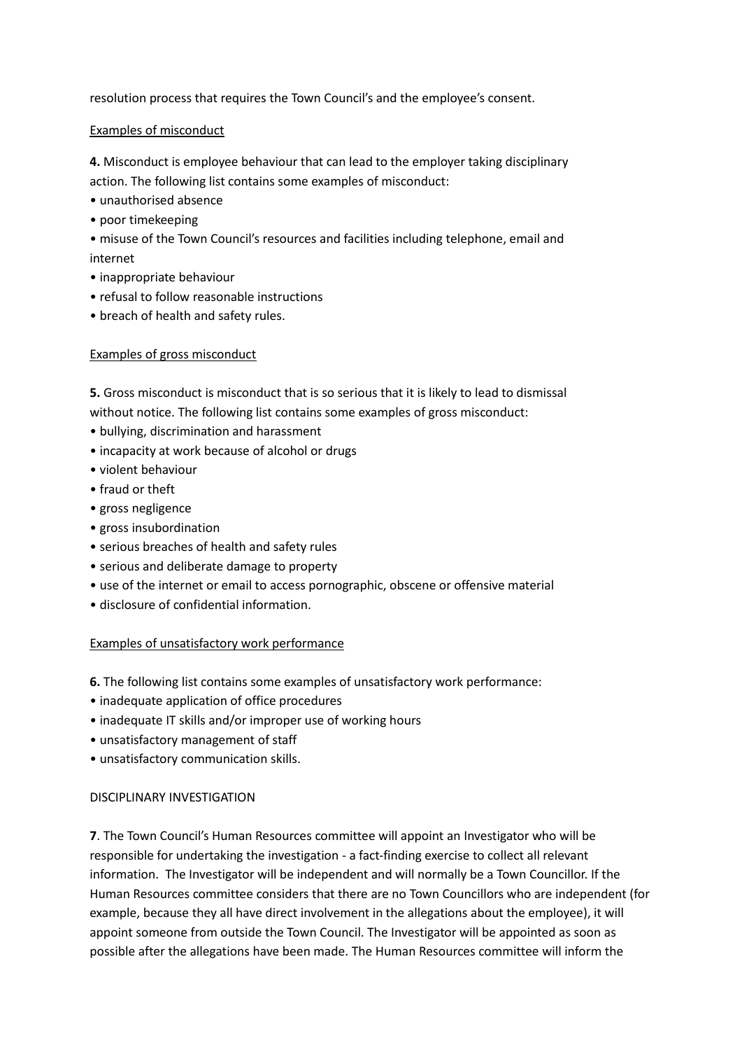resolution process that requires the Town Council's and the employee's consent.

<u>Examples of misconduct</u>

**4.** Misconduct is employee behaviour that can lead to the employer taking disciplinary action. The following list contains some examples of misconduct:

- unauthorised absence
- poor timekeeping
- misuse of the Town Council's resources and facilities including telephone, email and internet
- inappropriate behaviour
- refusal to follow reasonable instructions
- breach of health and safety rules.

<u>Examples of gross misconduct</u>

**5.** Gross misconduct is misconduct that is so serious that it is likely to lead to dismissal without notice. The following list contains some examples of gross misconduct:

- bullying, discrimination and harassment
- incapacity at work because of alcohol or drugs
- violent behaviour
- fraud or theft
- gross negligence
- gross insubordination
- serious breaches of health and safety rules
- serious and deliberate damage to property
- use of the internet or email to access pornographic, obscene or offensive material
- disclosure of confidential information.

<u>Examples of unsatisfactory work performance</u>

**6.** The following list contains some examples of unsatisfactory work performance:

- inadequate application of office procedures
- inadequate IT skills and/or improper use of working hours
- unsatisfactory management of staff
- unsatisfactory communication skills.

DISCIPLINARY INVESTIGATION

**7**. The Town Council's Human Resources committee will appoint an Investigator who will be responsible for undertaking the investigation - a fact-finding exercise to collect all relevant information. The Investigator will be independent and will normally be a Town Councillor. If the Human Resources committee considers that there are no Town Councillors who are independent (for example, because they all have direct involvement in the allegations about the employee), it will appoint someone from outside the Town Council. The Investigator will be appointed as soon as possible after the allegations have been made. The Human Resources committee will inform the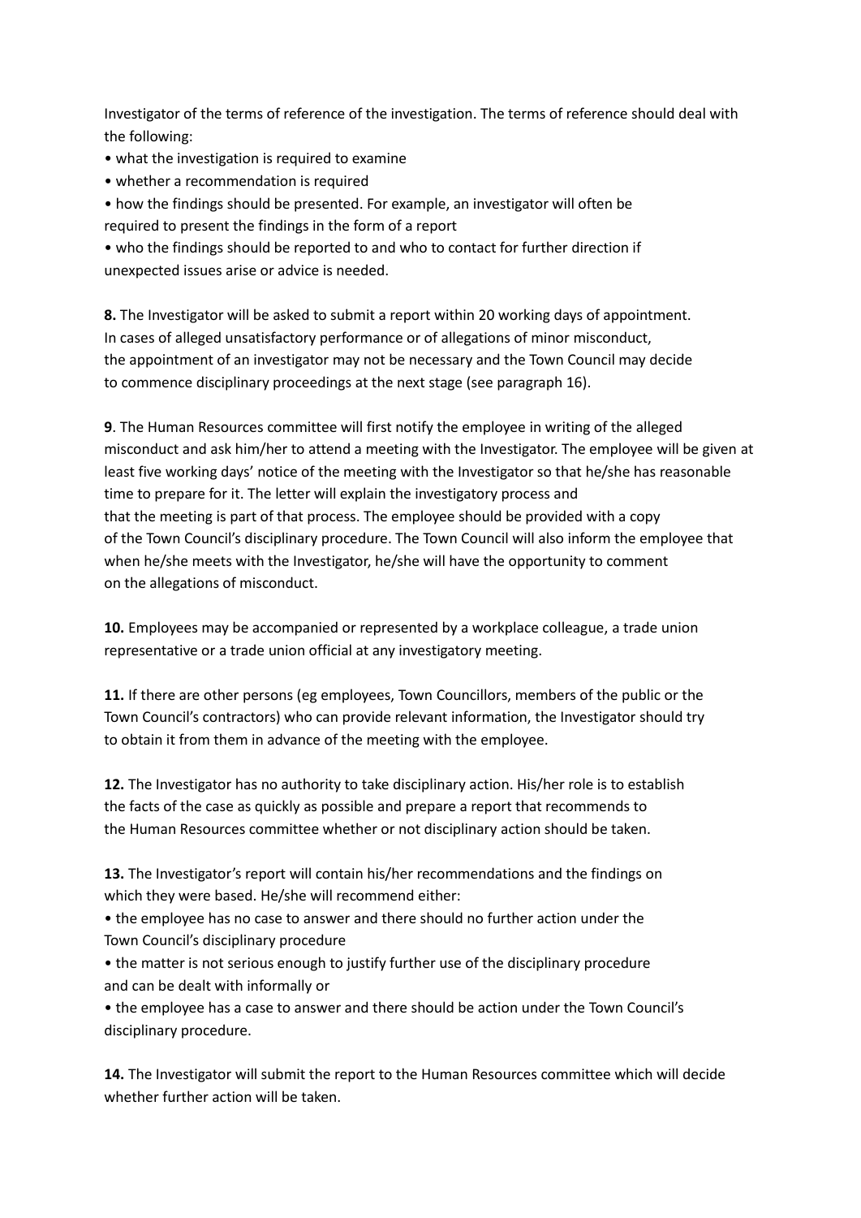Investigator of the terms of reference of the investigation. The terms of reference should deal with the following:

- what the investigation is required to examine
- whether a recommendation is required
- how the findings should be presented. For example, an investigator will often be required to present the findings in the form of a report
- who the findings should be reported to and who to contact for further direction if unexpected issues arise or advice is needed.

**8.** The Investigator will be asked to submit a report within 20 working days of appointment. In cases of alleged unsatisfactory performance or of allegations of minor misconduct, the appointment of an investigator may not be necessary and the Town Council may decide to commence disciplinary proceedings at the next stage (see paragraph 16).

**9**. The Human Resources committee will first notify the employee in writing of the alleged misconduct and ask him/her to attend a meeting with the Investigator. The employee will be given at least five working days' notice of the meeting with the Investigator so that he/she has reasonable time to prepare for it. The letter will explain the investigatory process and that the meeting is part of that process. The employee should be provided with a copy of the Town Council's disciplinary procedure. The Town Council will also inform the employee that when he/she meets with the Investigator, he/she will have the opportunity to comment on the allegations of misconduct.

**10.** Employees may be accompanied or represented by a workplace colleague, a trade union representative or a trade union official at any investigatory meeting.

**11.** If there are other persons (eg employees, Town Councillors, members of the public or the Town Council's contractors) who can provide relevant information, the Investigator should try to obtain it from them in advance of the meeting with the employee.

**12.** The Investigator has no authority to take disciplinary action. His/her role is to establish the facts of the case as quickly as possible and prepare a report that recommends to the Human Resources committee whether or not disciplinary action should be taken.

**13.** The Investigator's report will contain his/her recommendations and the findings on which they were based. He/she will recommend either:

- the employee has no case to answer and there should no further action under the Town Council's disciplinary procedure
- the matter is not serious enough to justify further use of the disciplinary procedure and can be dealt with informally or
- the employee has a case to answer and there should be action under the Town Council's disciplinary procedure.

**14.** The Investigator will submit the report to the Human Resources committee which will decide whether further action will be taken.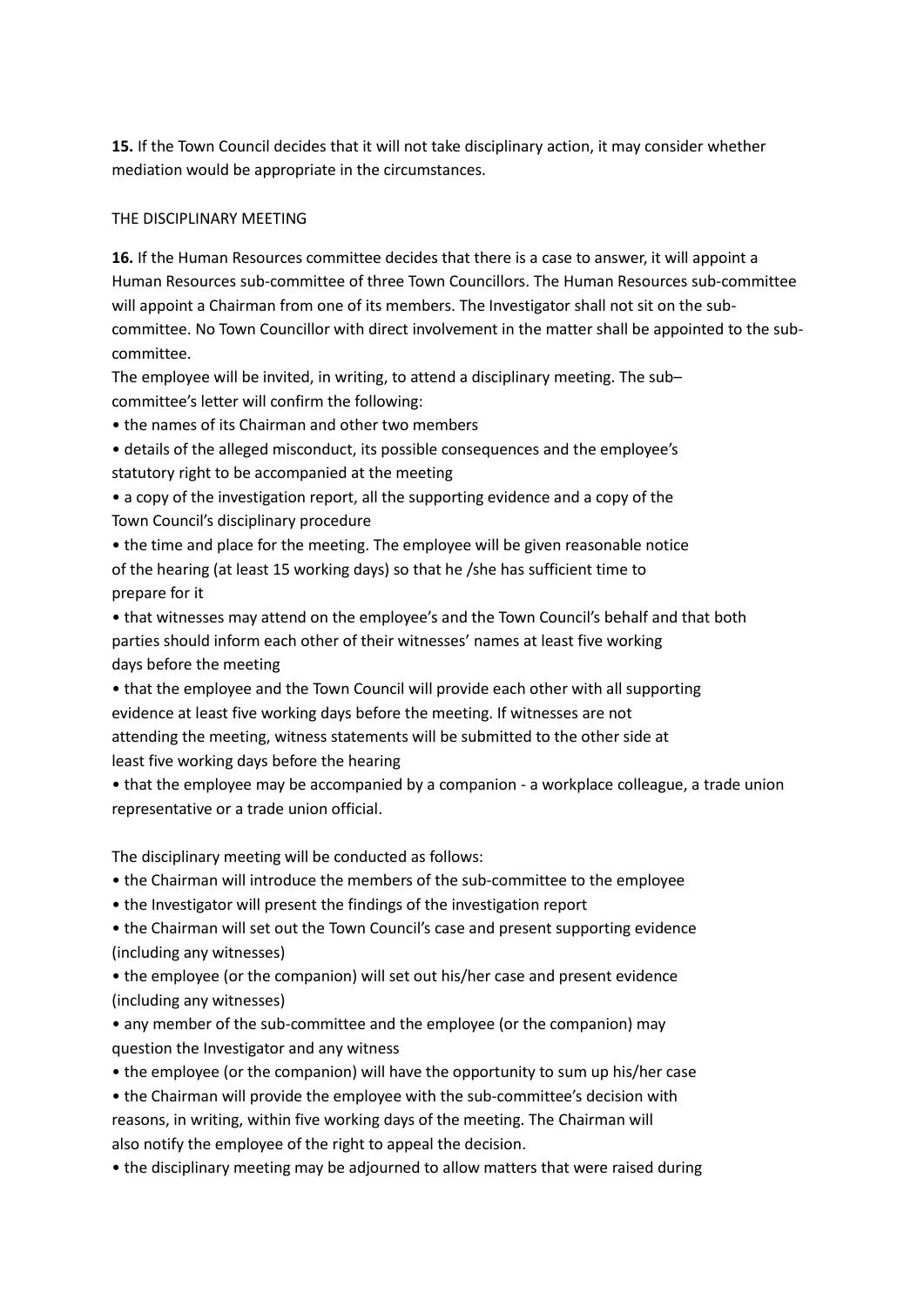**15.** If the Town Council decides that it will not take disciplinary action, it may consider whether mediation would be appropriate in the circumstances.

THE DISCIPLINARY MEETING

**16.** If the Human Resources committee decides that there is a case to answer, it will appoint a Human Resources sub-committee of three Town Councillors. The Human Resources sub-committee will appoint a Chairman from one of its members. The Investigator shall not sit on the sub-committee. No Town Councillor with direct involvement in the matter shall be appointed to the sub-committee.

The employee will be invited, in writing, to attend a disciplinary meeting. The sub–committee's letter will confirm the following:

- the names of its Chairman and other two members
- details of the alleged misconduct, its possible consequences and the employee's statutory right to be accompanied at the meeting
- a copy of the investigation report, all the supporting evidence and a copy of the Town Council's disciplinary procedure
- the time and place for the meeting. The employee will be given reasonable notice of the hearing (at least 15 working days) so that he /she has sufficient time to prepare for it
- that witnesses may attend on the employee's and the Town Council's behalf and that both parties should inform each other of their witnesses' names at least five working days before the meeting
- that the employee and the Town Council will provide each other with all supporting evidence at least five working days before the meeting. If witnesses are not attending the meeting, witness statements will be submitted to the other side at least five working days before the hearing
- that the employee may be accompanied by a companion - a workplace colleague, a trade union representative or a trade union official.

The disciplinary meeting will be conducted as follows:

- the Chairman will introduce the members of the sub-committee to the employee
- the Investigator will present the findings of the investigation report
- the Chairman will set out the Town Council's case and present supporting evidence (including any witnesses)
- the employee (or the companion) will set out his/her case and present evidence (including any witnesses)
- any member of the sub-committee and the employee (or the companion) may question the Investigator and any witness
- the employee (or the companion) will have the opportunity to sum up his/her case
- the Chairman will provide the employee with the sub-committee's decision with reasons, in writing, within five working days of the meeting. The Chairman will also notify the employee of the right to appeal the decision.
- the disciplinary meeting may be adjourned to allow matters that were raised during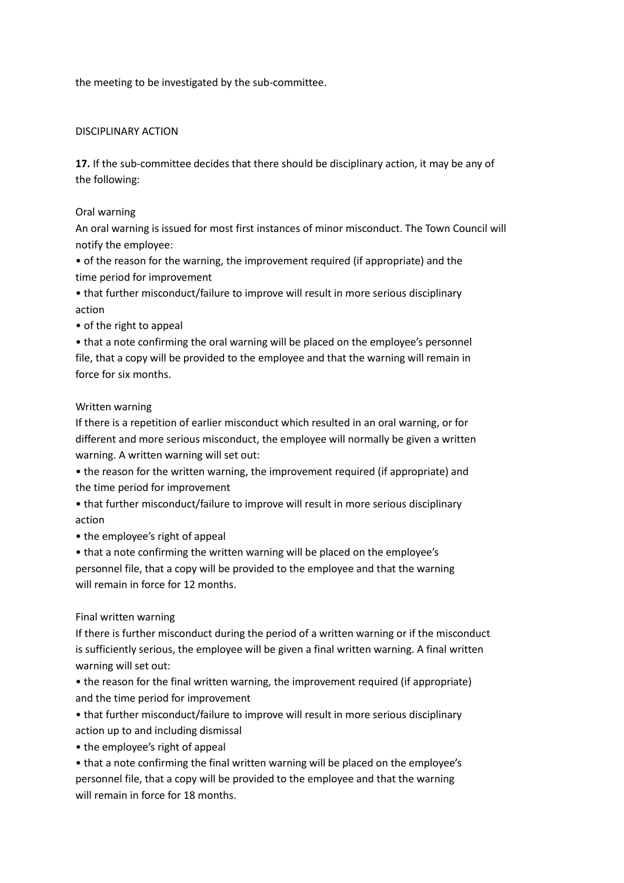the meeting to be investigated by the sub-committee.

## DISCIPLINARY ACTION

**17.** If the sub-committee decides that there should be disciplinary action, it may be any of the following:

### Oral warning

An oral warning is issued for most first instances of minor misconduct. The Town Council will notify the employee:

- of the reason for the warning, the improvement required (if appropriate) and the time period for improvement
- that further misconduct/failure to improve will result in more serious disciplinary action
- of the right to appeal
- that a note confirming the oral warning will be placed on the employee's personnel file, that a copy will be provided to the employee and that the warning will remain in force for six months.

### Written warning

If there is a repetition of earlier misconduct which resulted in an oral warning, or for different and more serious misconduct, the employee will normally be given a written warning. A written warning will set out:

- the reason for the written warning, the improvement required (if appropriate) and the time period for improvement
- that further misconduct/failure to improve will result in more serious disciplinary action
- the employee's right of appeal
- that a note confirming the written warning will be placed on the employee's personnel file, that a copy will be provided to the employee and that the warning will remain in force for 12 months.

### Final written warning

If there is further misconduct during the period of a written warning or if the misconduct is sufficiently serious, the employee will be given a final written warning. A final written warning will set out:

- the reason for the final written warning, the improvement required (if appropriate) and the time period for improvement
- that further misconduct/failure to improve will result in more serious disciplinary action up to and including dismissal
- the employee's right of appeal
- that a note confirming the final written warning will be placed on the employee's personnel file, that a copy will be provided to the employee and that the warning will remain in force for 18 months.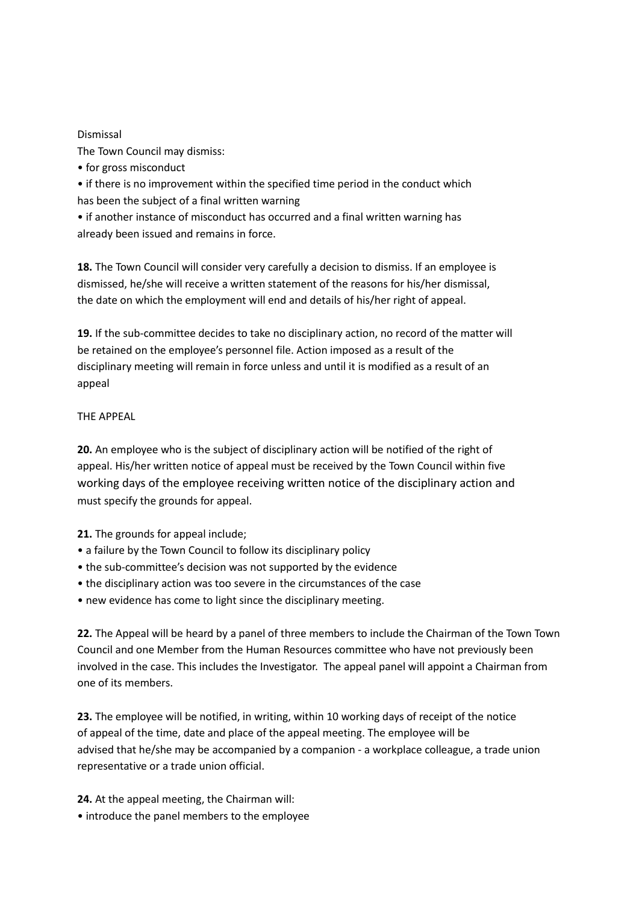Dismissal

The Town Council may dismiss:

- for gross misconduct
- if there is no improvement within the specified time period in the conduct which has been the subject of a final written warning
- if another instance of misconduct has occurred and a final written warning has already been issued and remains in force.

**18.** The Town Council will consider very carefully a decision to dismiss. If an employee is dismissed, he/she will receive a written statement of the reasons for his/her dismissal, the date on which the employment will end and details of his/her right of appeal.

**19.** If the sub-committee decides to take no disciplinary action, no record of the matter will be retained on the employee's personnel file. Action imposed as a result of the disciplinary meeting will remain in force unless and until it is modified as a result of an appeal

THE APPEAL

**20.** An employee who is the subject of disciplinary action will be notified of the right of appeal. His/her written notice of appeal must be received by the Town Council within five working days of the employee receiving written notice of the disciplinary action and must specify the grounds for appeal.

**21.** The grounds for appeal include;

- a failure by the Town Council to follow its disciplinary policy
- the sub-committee's decision was not supported by the evidence
- the disciplinary action was too severe in the circumstances of the case
- new evidence has come to light since the disciplinary meeting.

**22.** The Appeal will be heard by a panel of three members to include the Chairman of the Town Town Council and one Member from the Human Resources committee who have not previously been involved in the case. This includes the Investigator. The appeal panel will appoint a Chairman from one of its members.

**23.** The employee will be notified, in writing, within 10 working days of receipt of the notice of appeal of the time, date and place of the appeal meeting. The employee will be advised that he/she may be accompanied by a companion - a workplace colleague, a trade union representative or a trade union official.

**24.** At the appeal meeting, the Chairman will:

- introduce the panel members to the employee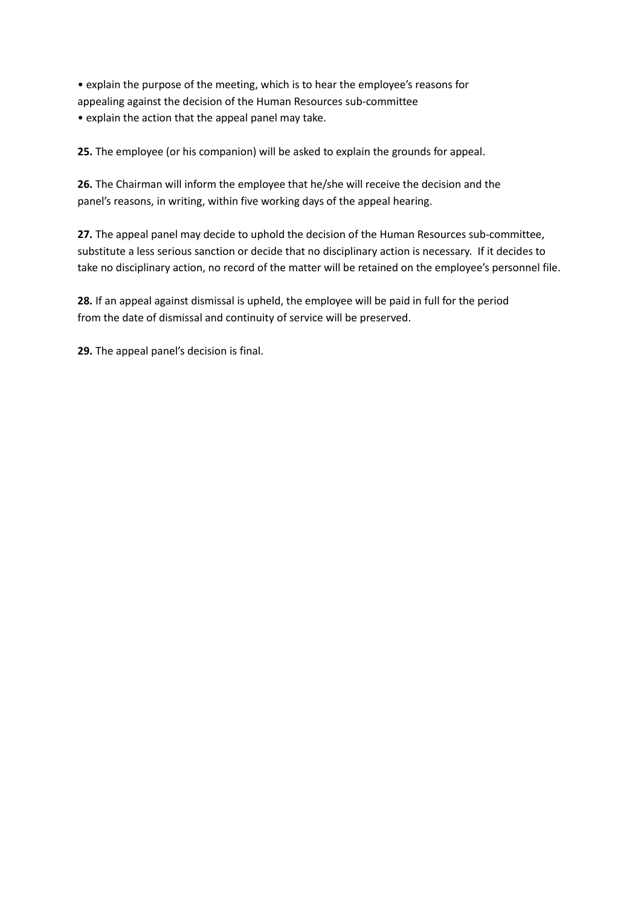- explain the purpose of the meeting, which is to hear the employee's reasons for appealing against the decision of the Human Resources sub-committee
- explain the action that the appeal panel may take.

**25.** The employee (or his companion) will be asked to explain the grounds for appeal.

**26.** The Chairman will inform the employee that he/she will receive the decision and the panel's reasons, in writing, within five working days of the appeal hearing.

**27.** The appeal panel may decide to uphold the decision of the Human Resources sub-committee, substitute a less serious sanction or decide that no disciplinary action is necessary. If it decides to take no disciplinary action, no record of the matter will be retained on the employee's personnel file.

**28.** If an appeal against dismissal is upheld, the employee will be paid in full for the period from the date of dismissal and continuity of service will be preserved.

**29.** The appeal panel's decision is final.